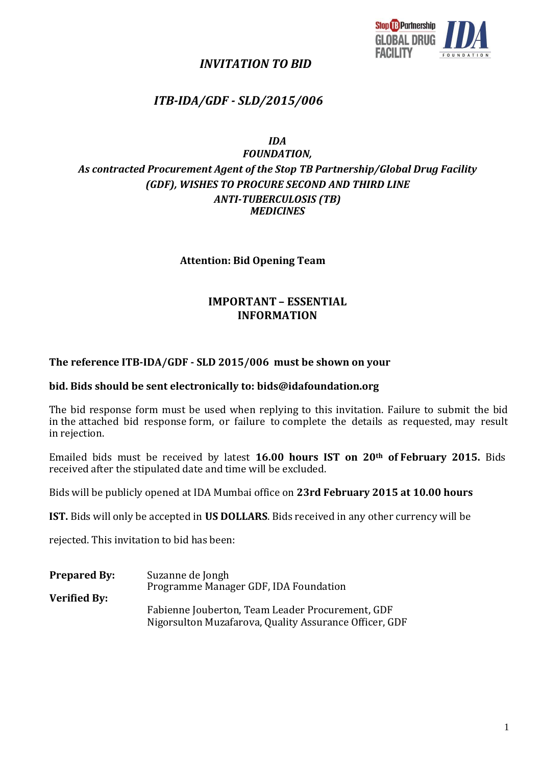# *INVITATION TO BID*

## *ITB-IDA/GDF - SLD/2015/006*

***IDA FOUNDATION,***
***As contracted Procurement Agent of the Stop TB Partnership/Global Drug Facility (GDF), WISHES TO PROCURE SECOND AND THIRD LINE ANTI-TUBERCULOSIS (TB) MEDICINES***

**Attention: Bid Opening Team**

**IMPORTANT – ESSENTIAL INFORMATION**

**The reference ITB-IDA/GDF - SLD 2015/006 must be shown on your bid. Bids should be sent electronically to: bids@idafoundation.org**

The bid response form must be used when replying to this invitation. Failure to submit the bid in the attached bid response form, or failure to complete the details as requested, may result in rejection.

Emailed bids must be received by latest **16.00 hours IST on 20th of February 2015.** Bids received after the stipulated date and time will be excluded.

Bids will be publicly opened at IDA Mumbai office on **23rd February 2015 at 10.00 hours IST.** Bids will only be accepted in **US DOLLARS**. Bids received in any other currency will be rejected. This invitation to bid has been:

| | |
|---|---|
| **Prepared By:** | Suzanne de Jongh<br>Programme Manager GDF, IDA Foundation |
| **Verified By:** | Fabienne Jouberton, Team Leader Procurement, GDF<br>Nigorsulton Muzafarova, Quality Assurance Officer, GDF |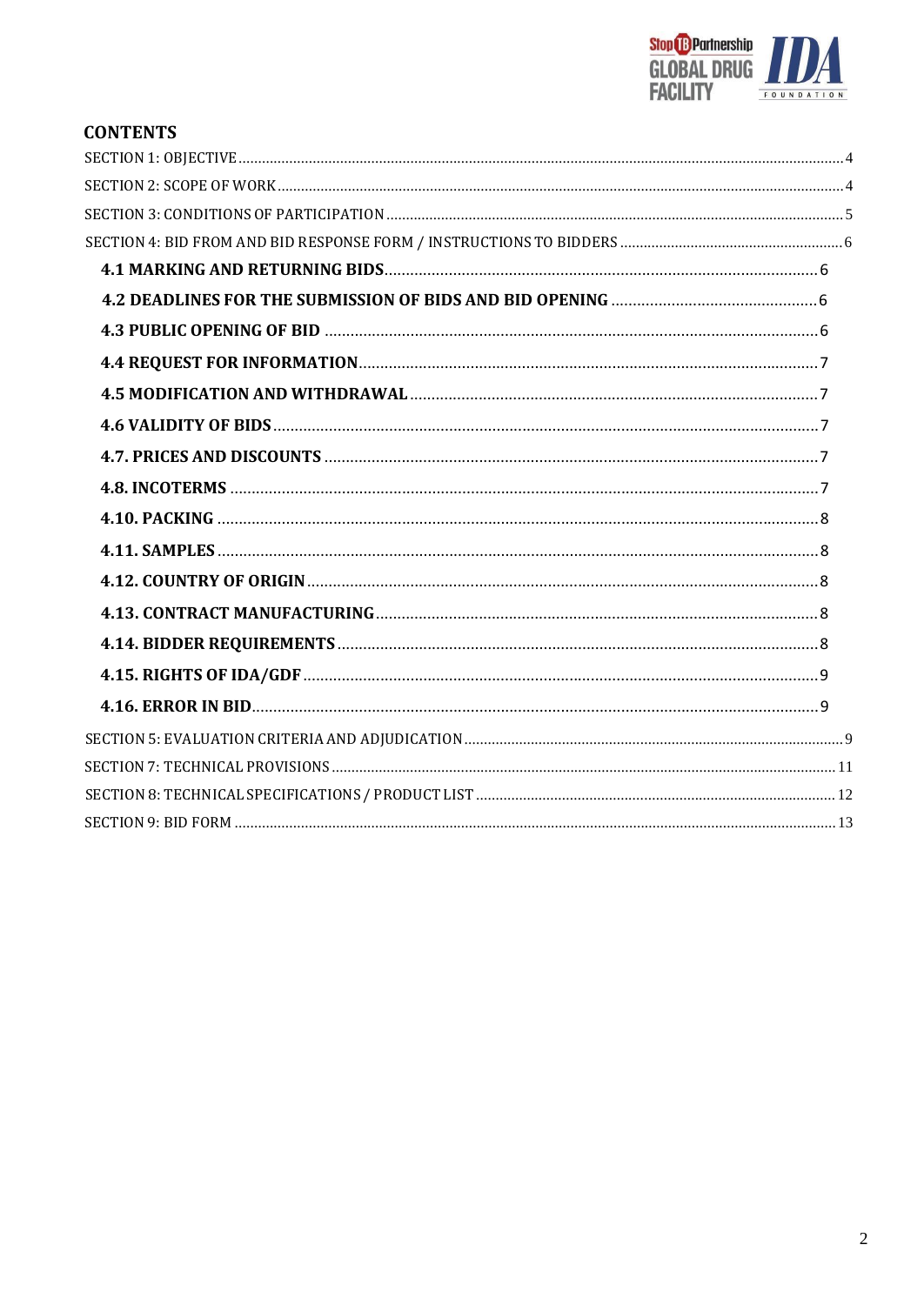## CONTENTS

SECTION 1: OBJECTIVE ..... 4

SECTION 2: SCOPE OF WORK ..... 4

SECTION 3: CONDITIONS OF PARTICIPATION ..... 5

SECTION 4: BID FROM AND BID RESPONSE FORM / INSTRUCTIONS TO BIDDERS ..... 6

- **4.1 MARKING AND RETURNING BIDS** ..... 6
- **4.2 DEADLINES FOR THE SUBMISSION OF BIDS AND BID OPENING** ..... 6
- **4.3 PUBLIC OPENING OF BID** ..... 6
- **4.4 REQUEST FOR INFORMATION** ..... 7
- **4.5 MODIFICATION AND WITHDRAWAL** ..... 7
- **4.6 VALIDITY OF BIDS** ..... 7
- **4.7. PRICES AND DISCOUNTS** ..... 7
- **4.8. INCOTERMS** ..... 7
- **4.10. PACKING** ..... 8
- **4.11. SAMPLES** ..... 8
- **4.12. COUNTRY OF ORIGIN** ..... 8
- **4.13. CONTRACT MANUFACTURING** ..... 8
- **4.14. BIDDER REQUIREMENTS** ..... 8
- **4.15. RIGHTS OF IDA/GDF** ..... 9
- **4.16. ERROR IN BID** ..... 9

SECTION 5: EVALUATION CRITERIA AND ADJUDICATION ..... 9

SECTION 7: TECHNICAL PROVISIONS ..... 11

SECTION 8: TECHNICAL SPECIFICATIONS / PRODUCT LIST ..... 12

SECTION 9: BID FORM ..... 13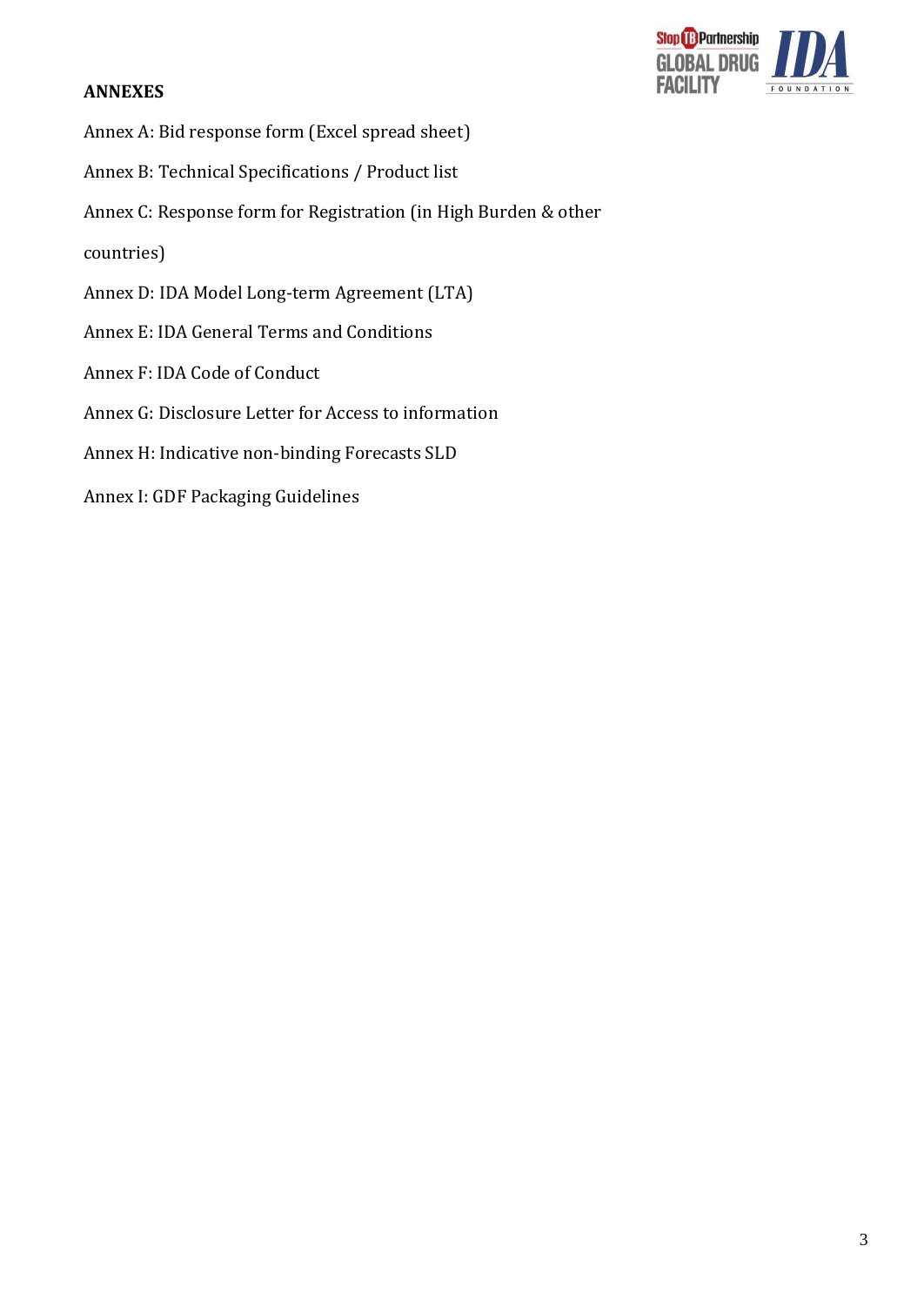**ANNEXES**

Annex A: Bid response form (Excel spread sheet)

Annex B: Technical Specifications / Product list

Annex C: Response form for Registration (in High Burden & other countries)

Annex D: IDA Model Long-term Agreement (LTA)

Annex E: IDA General Terms and Conditions

Annex F: IDA Code of Conduct

Annex G: Disclosure Letter for Access to information

Annex H: Indicative non-binding Forecasts SLD

Annex I: GDF Packaging Guidelines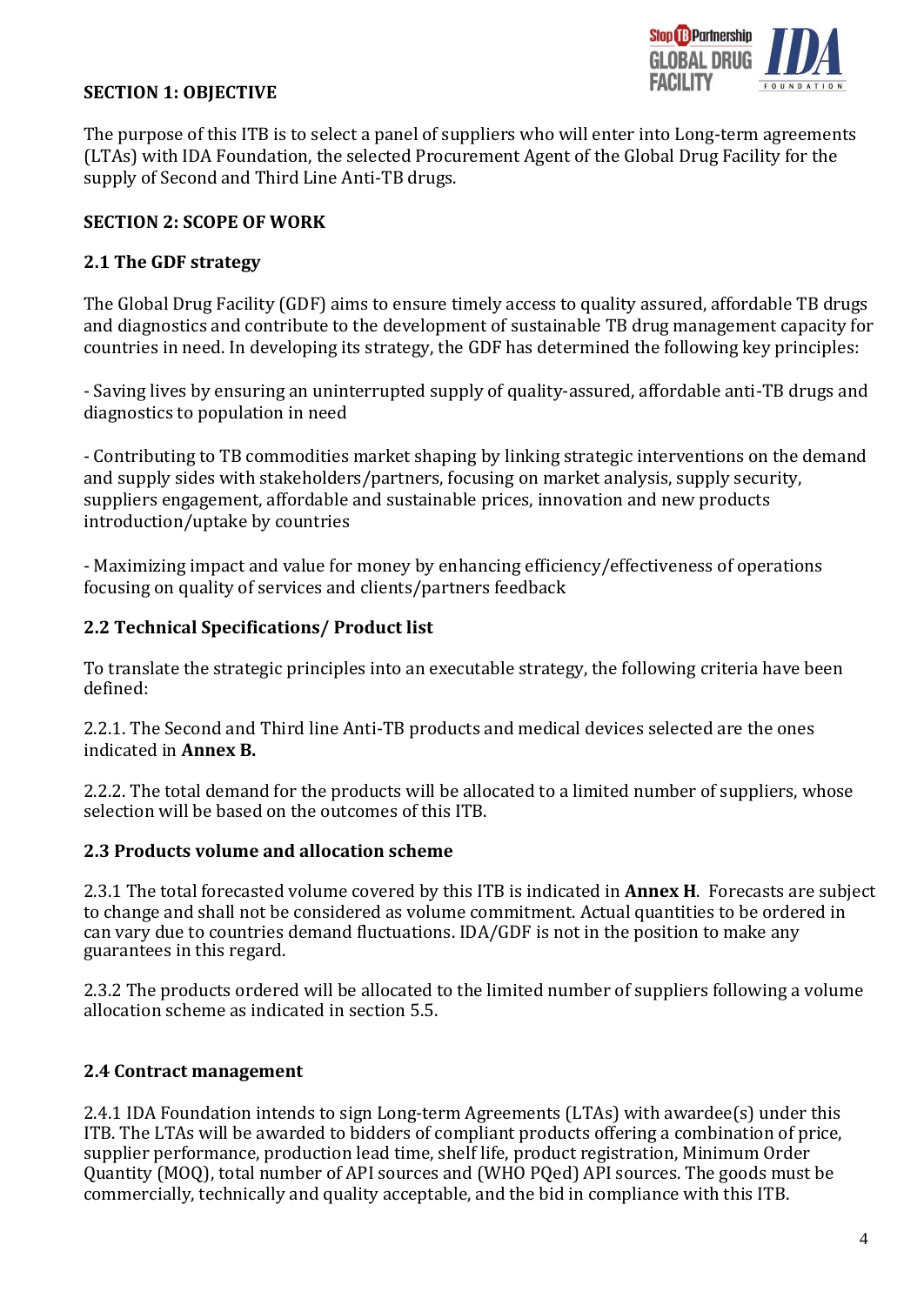## SECTION 1: OBJECTIVE

The purpose of this ITB is to select a panel of suppliers who will enter into Long-term agreements (LTAs) with IDA Foundation, the selected Procurement Agent of the Global Drug Facility for the supply of Second and Third Line Anti-TB drugs.

## SECTION 2: SCOPE OF WORK

### 2.1 The GDF strategy

The Global Drug Facility (GDF) aims to ensure timely access to quality assured, affordable TB drugs and diagnostics and contribute to the development of sustainable TB drug management capacity for countries in need. In developing its strategy, the GDF has determined the following key principles:

- Saving lives by ensuring an uninterrupted supply of quality-assured, affordable anti-TB drugs and diagnostics to population in need

- Contributing to TB commodities market shaping by linking strategic interventions on the demand and supply sides with stakeholders/partners, focusing on market analysis, supply security, suppliers engagement, affordable and sustainable prices, innovation and new products introduction/uptake by countries

- Maximizing impact and value for money by enhancing efficiency/effectiveness of operations focusing on quality of services and clients/partners feedback

### 2.2 Technical Specifications/ Product list

To translate the strategic principles into an executable strategy, the following criteria have been defined:

2.2.1. The Second and Third line Anti-TB products and medical devices selected are the ones indicated in **Annex B.**

2.2.2. The total demand for the products will be allocated to a limited number of suppliers, whose selection will be based on the outcomes of this ITB.

### 2.3 Products volume and allocation scheme

2.3.1 The total forecasted volume covered by this ITB is indicated in **Annex H**. Forecasts are subject to change and shall not be considered as volume commitment. Actual quantities to be ordered in can vary due to countries demand fluctuations. IDA/GDF is not in the position to make any guarantees in this regard.

2.3.2 The products ordered will be allocated to the limited number of suppliers following a volume allocation scheme as indicated in section 5.5.

### 2.4 Contract management

2.4.1 IDA Foundation intends to sign Long-term Agreements (LTAs) with awardee(s) under this ITB. The LTAs will be awarded to bidders of compliant products offering a combination of price, supplier performance, production lead time, shelf life, product registration, Minimum Order Quantity (MOQ), total number of API sources and (WHO PQed) API sources. The goods must be commercially, technically and quality acceptable, and the bid in compliance with this ITB.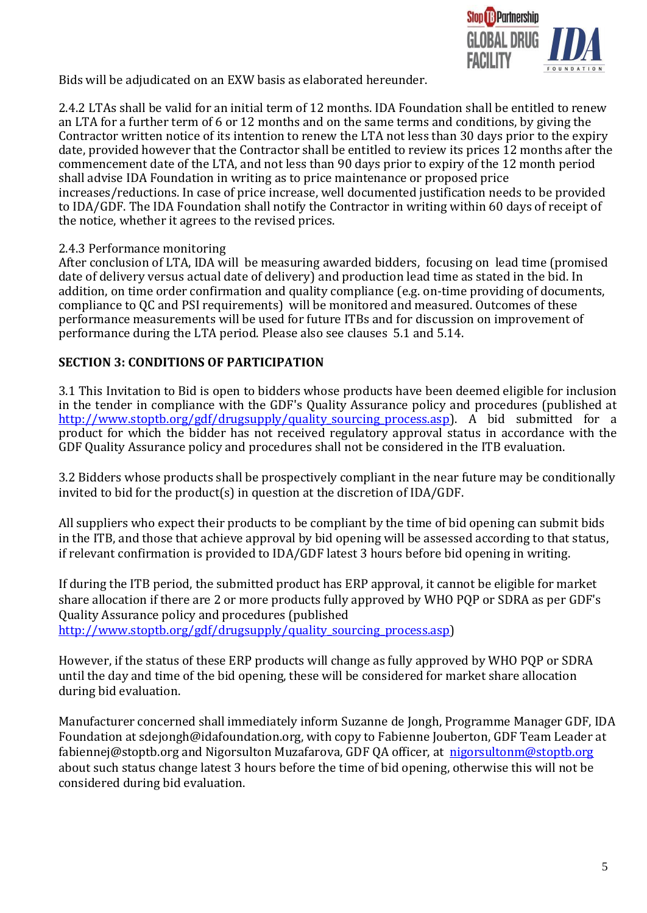Bids will be adjudicated on an EXW basis as elaborated hereunder.

2.4.2 LTAs shall be valid for an initial term of 12 months. IDA Foundation shall be entitled to renew an LTA for a further term of 6 or 12 months and on the same terms and conditions, by giving the Contractor written notice of its intention to renew the LTA not less than 30 days prior to the expiry date, provided however that the Contractor shall be entitled to review its prices 12 months after the commencement date of the LTA, and not less than 90 days prior to expiry of the 12 month period shall advise IDA Foundation in writing as to price maintenance or proposed price increases/reductions. In case of price increase, well documented justification needs to be provided to IDA/GDF. The IDA Foundation shall notify the Contractor in writing within 60 days of receipt of the notice, whether it agrees to the revised prices.

2.4.3 Performance monitoring
After conclusion of LTA, IDA will be measuring awarded bidders, focusing on lead time (promised date of delivery versus actual date of delivery) and production lead time as stated in the bid. In addition, on time order confirmation and quality compliance (e.g. on-time providing of documents, compliance to QC and PSI requirements) will be monitored and measured. Outcomes of these performance measurements will be used for future ITBs and for discussion on improvement of performance during the LTA period. Please also see clauses 5.1 and 5.14.

## SECTION 3: CONDITIONS OF PARTICIPATION

3.1 This Invitation to Bid is open to bidders whose products have been deemed eligible for inclusion in the tender in compliance with the GDF's Quality Assurance policy and procedures (published at http://www.stoptb.org/gdf/drugsupply/quality_sourcing_process.asp). A bid submitted for a product for which the bidder has not received regulatory approval status in accordance with the GDF Quality Assurance policy and procedures shall not be considered in the ITB evaluation.

3.2 Bidders whose products shall be prospectively compliant in the near future may be conditionally invited to bid for the product(s) in question at the discretion of IDA/GDF.

All suppliers who expect their products to be compliant by the time of bid opening can submit bids in the ITB, and those that achieve approval by bid opening will be assessed according to that status, if relevant confirmation is provided to IDA/GDF latest 3 hours before bid opening in writing.

If during the ITB period, the submitted product has ERP approval, it cannot be eligible for market share allocation if there are 2 or more products fully approved by WHO PQP or SDRA as per GDF's Quality Assurance policy and procedures (published http://www.stoptb.org/gdf/drugsupply/quality_sourcing_process.asp)

However, if the status of these ERP products will change as fully approved by WHO PQP or SDRA until the day and time of the bid opening, these will be considered for market share allocation during bid evaluation.

Manufacturer concerned shall immediately inform Suzanne de Jongh, Programme Manager GDF, IDA Foundation at sdejongh@idafoundation.org, with copy to Fabienne Jouberton, GDF Team Leader at fabiennej@stoptb.org and Nigorsulton Muzafarova, GDF QA officer, at nigorsultonm@stoptb.org about such status change latest 3 hours before the time of bid opening, otherwise this will not be considered during bid evaluation.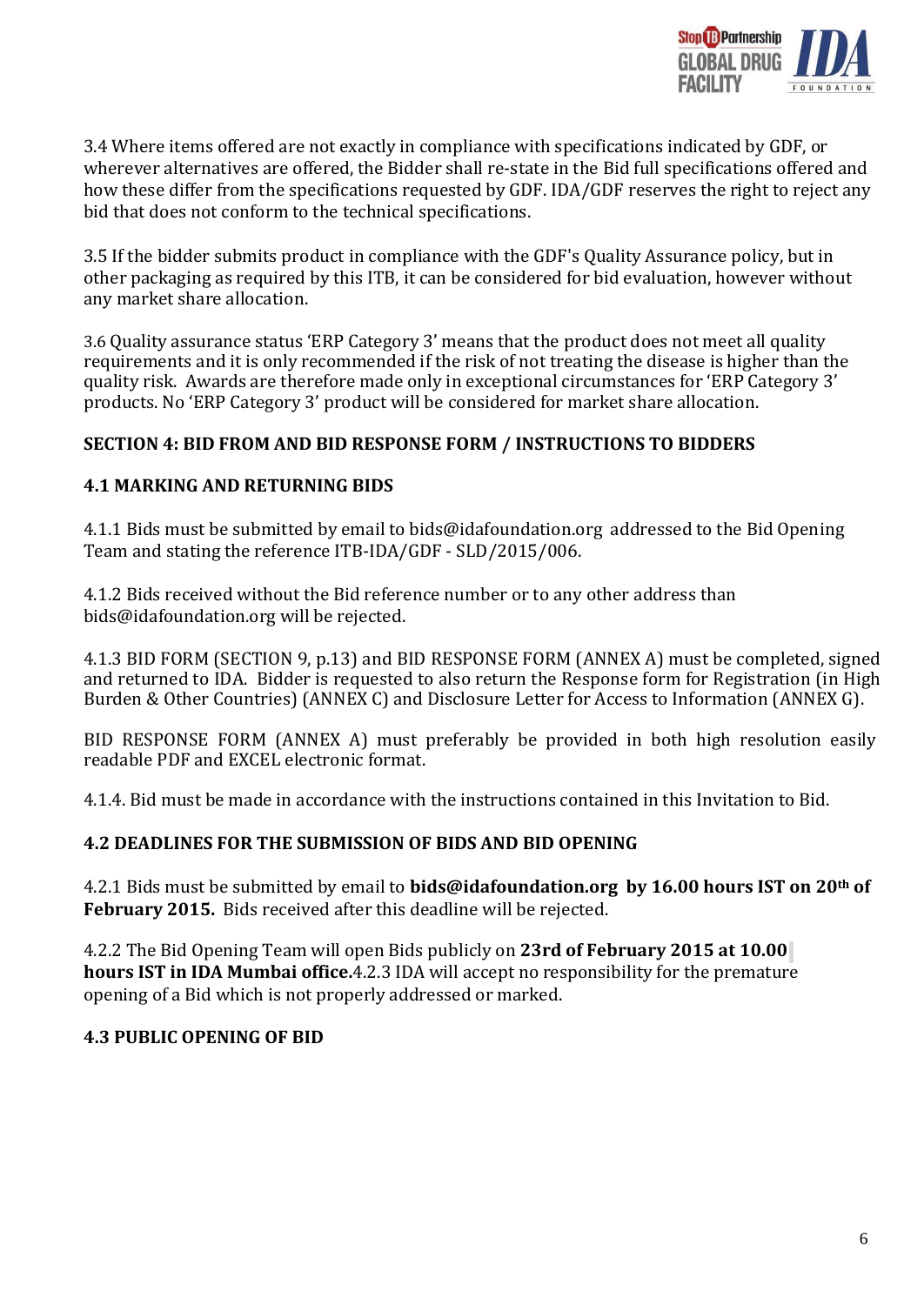3.4 Where items offered are not exactly in compliance with specifications indicated by GDF, or wherever alternatives are offered, the Bidder shall re-state in the Bid full specifications offered and how these differ from the specifications requested by GDF. IDA/GDF reserves the right to reject any bid that does not conform to the technical specifications.

3.5 If the bidder submits product in compliance with the GDF's Quality Assurance policy, but in other packaging as required by this ITB, it can be considered for bid evaluation, however without any market share allocation.

3.6 Quality assurance status 'ERP Category 3' means that the product does not meet all quality requirements and it is only recommended if the risk of not treating the disease is higher than the quality risk. Awards are therefore made only in exceptional circumstances for 'ERP Category 3' products. No 'ERP Category 3' product will be considered for market share allocation.

## SECTION 4: BID FROM AND BID RESPONSE FORM / INSTRUCTIONS TO BIDDERS

### 4.1 MARKING AND RETURNING BIDS

4.1.1 Bids must be submitted by email to bids@idafoundation.org addressed to the Bid Opening Team and stating the reference ITB-IDA/GDF - SLD/2015/006.

4.1.2 Bids received without the Bid reference number or to any other address than bids@idafoundation.org will be rejected.

4.1.3 BID FORM (SECTION 9, p.13) and BID RESPONSE FORM (ANNEX A) must be completed, signed and returned to IDA. Bidder is requested to also return the Response form for Registration (in High Burden & Other Countries) (ANNEX C) and Disclosure Letter for Access to Information (ANNEX G).

BID RESPONSE FORM (ANNEX A) must preferably be provided in both high resolution easily readable PDF and EXCEL electronic format.

4.1.4. Bid must be made in accordance with the instructions contained in this Invitation to Bid.

### 4.2 DEADLINES FOR THE SUBMISSION OF BIDS AND BID OPENING

4.2.1 Bids must be submitted by email to **bids@idafoundation.org by 16.00 hours IST on 20th of February 2015.** Bids received after this deadline will be rejected.

4.2.2 The Bid Opening Team will open Bids publicly on **23rd of February 2015 at 10.00 hours IST in IDA Mumbai office.**4.2.3 IDA will accept no responsibility for the premature opening of a Bid which is not properly addressed or marked.

### 4.3 PUBLIC OPENING OF BID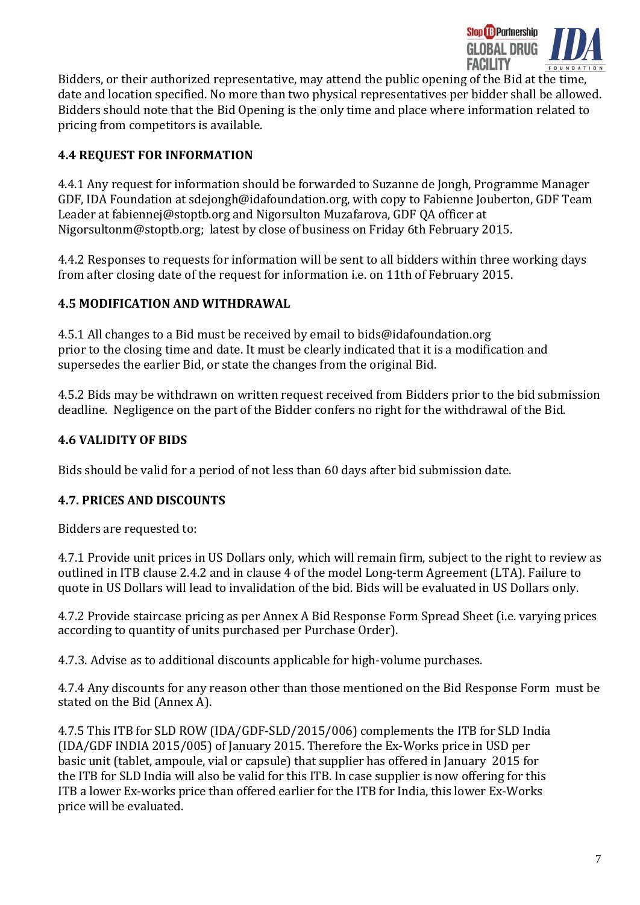Bidders, or their authorized representative, may attend the public opening of the Bid at the time, date and location specified. No more than two physical representatives per bidder shall be allowed. Bidders should note that the Bid Opening is the only time and place where information related to pricing from competitors is available.

### 4.4 REQUEST FOR INFORMATION

4.4.1 Any request for information should be forwarded to Suzanne de Jongh, Programme Manager GDF, IDA Foundation at sdejongh@idafoundation.org, with copy to Fabienne Jouberton, GDF Team Leader at fabiennej@stoptb.org and Nigorsulton Muzafarova, GDF QA officer at Nigorsultonm@stoptb.org; latest by close of business on Friday 6th February 2015.

4.4.2 Responses to requests for information will be sent to all bidders within three working days from after closing date of the request for information i.e. on 11th of February 2015.

### 4.5 MODIFICATION AND WITHDRAWAL

4.5.1 All changes to a Bid must be received by email to bids@idafoundation.org prior to the closing time and date. It must be clearly indicated that it is a modification and supersedes the earlier Bid, or state the changes from the original Bid.

4.5.2 Bids may be withdrawn on written request received from Bidders prior to the bid submission deadline. Negligence on the part of the Bidder confers no right for the withdrawal of the Bid.

### 4.6 VALIDITY OF BIDS

Bids should be valid for a period of not less than 60 days after bid submission date.

### 4.7. PRICES AND DISCOUNTS

Bidders are requested to:

4.7.1 Provide unit prices in US Dollars only, which will remain firm, subject to the right to review as outlined in ITB clause 2.4.2 and in clause 4 of the model Long-term Agreement (LTA). Failure to quote in US Dollars will lead to invalidation of the bid. Bids will be evaluated in US Dollars only.

4.7.2 Provide staircase pricing as per Annex A Bid Response Form Spread Sheet (i.e. varying prices according to quantity of units purchased per Purchase Order).

4.7.3. Advise as to additional discounts applicable for high-volume purchases.

4.7.4 Any discounts for any reason other than those mentioned on the Bid Response Form must be stated on the Bid (Annex A).

4.7.5 This ITB for SLD ROW (IDA/GDF-SLD/2015/006) complements the ITB for SLD India (IDA/GDF INDIA 2015/005) of January 2015. Therefore the Ex-Works price in USD per basic unit (tablet, ampoule, vial or capsule) that supplier has offered in January 2015 for the ITB for SLD India will also be valid for this ITB. In case supplier is now offering for this ITB a lower Ex-works price than offered earlier for the ITB for India, this lower Ex-Works price will be evaluated.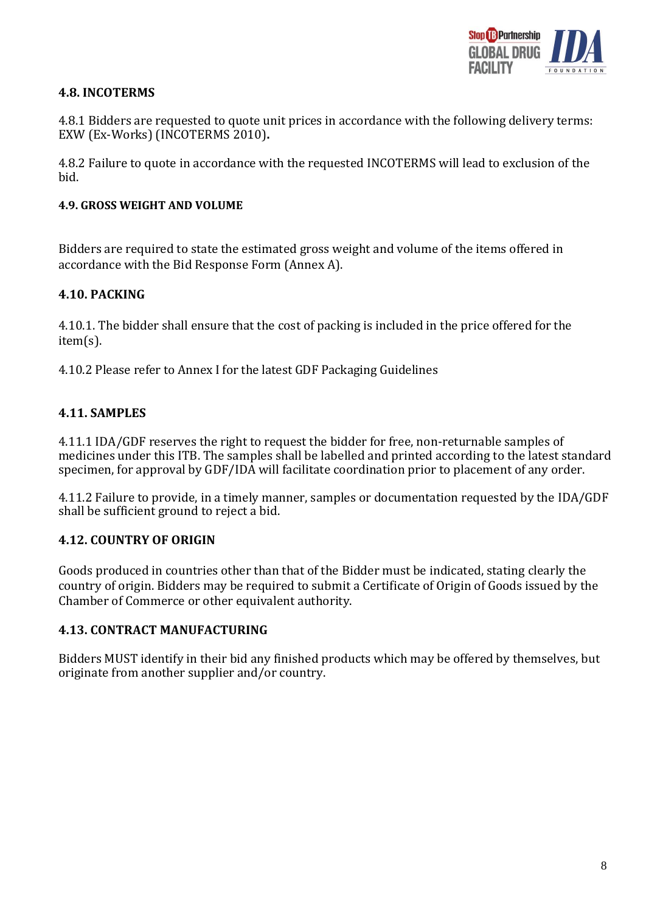### 4.8. INCOTERMS

4.8.1 Bidders are requested to quote unit prices in accordance with the following delivery terms: EXW (Ex-Works) (INCOTERMS 2010)**.**

4.8.2 Failure to quote in accordance with the requested INCOTERMS will lead to exclusion of the bid.

#### 4.9. GROSS WEIGHT AND VOLUME

Bidders are required to state the estimated gross weight and volume of the items offered in accordance with the Bid Response Form (Annex A).

### 4.10. PACKING

4.10.1. The bidder shall ensure that the cost of packing is included in the price offered for the item(s).

4.10.2 Please refer to Annex I for the latest GDF Packaging Guidelines

### 4.11. SAMPLES

4.11.1 IDA/GDF reserves the right to request the bidder for free, non-returnable samples of medicines under this ITB. The samples shall be labelled and printed according to the latest standard specimen, for approval by GDF/IDA will facilitate coordination prior to placement of any order.

4.11.2 Failure to provide, in a timely manner, samples or documentation requested by the IDA/GDF shall be sufficient ground to reject a bid.

### 4.12. COUNTRY OF ORIGIN

Goods produced in countries other than that of the Bidder must be indicated, stating clearly the country of origin. Bidders may be required to submit a Certificate of Origin of Goods issued by the Chamber of Commerce or other equivalent authority.

### 4.13. CONTRACT MANUFACTURING

Bidders MUST identify in their bid any finished products which may be offered by themselves, but originate from another supplier and/or country.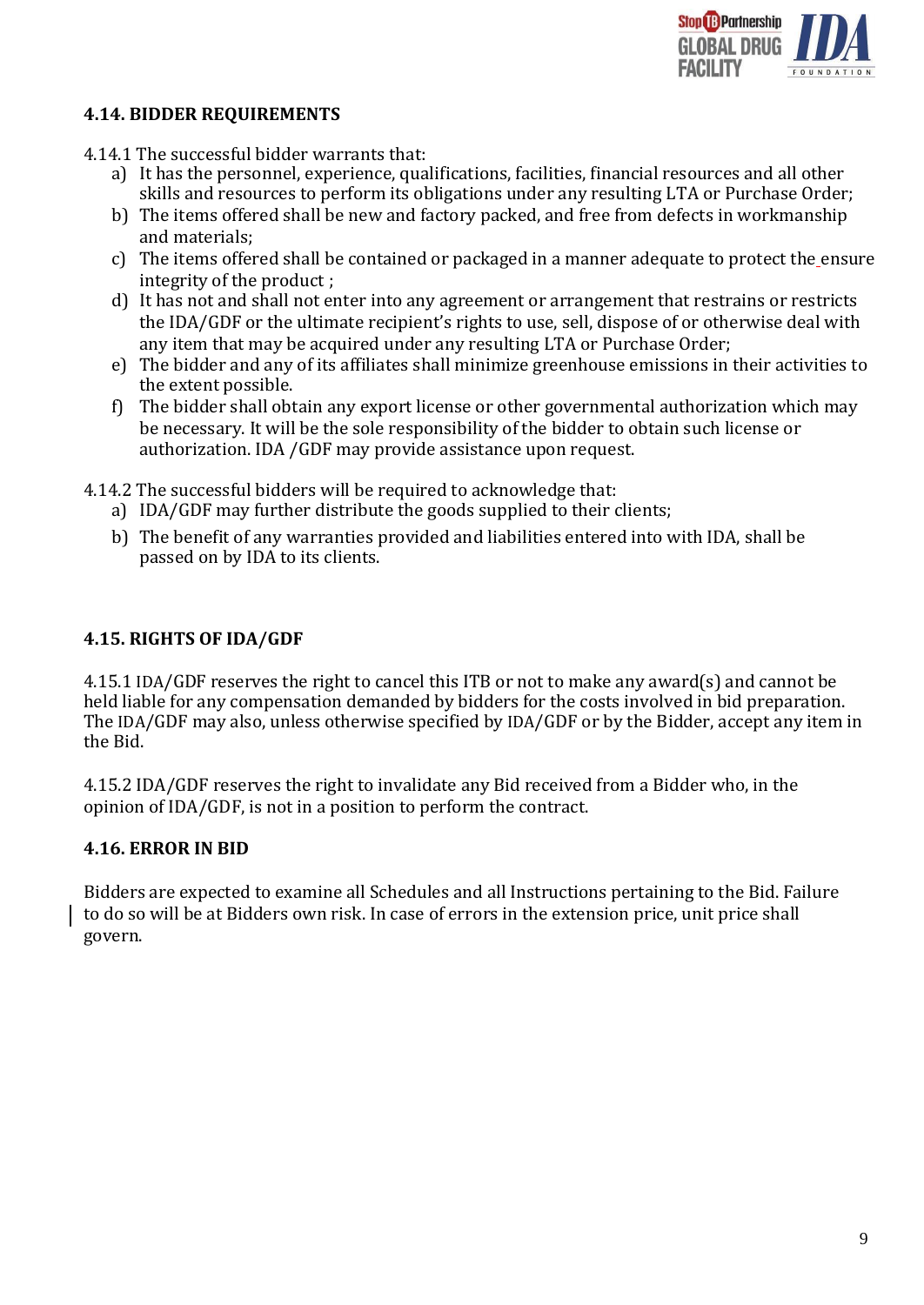### 4.14. BIDDER REQUIREMENTS

4.14.1 The successful bidder warrants that:

a) It has the personnel, experience, qualifications, facilities, financial resources and all other skills and resources to perform its obligations under any resulting LTA or Purchase Order;
b) The items offered shall be new and factory packed, and free from defects in workmanship and materials;
c) The items offered shall be contained or packaged in a manner adequate to protect the ensure integrity of the product ;
d) It has not and shall not enter into any agreement or arrangement that restrains or restricts the IDA/GDF or the ultimate recipient's rights to use, sell, dispose of or otherwise deal with any item that may be acquired under any resulting LTA or Purchase Order;
e) The bidder and any of its affiliates shall minimize greenhouse emissions in their activities to the extent possible.
f) The bidder shall obtain any export license or other governmental authorization which may be necessary. It will be the sole responsibility of the bidder to obtain such license or authorization. IDA /GDF may provide assistance upon request.

4.14.2 The successful bidders will be required to acknowledge that:

a) IDA/GDF may further distribute the goods supplied to their clients;
b) The benefit of any warranties provided and liabilities entered into with IDA, shall be passed on by IDA to its clients.

### 4.15. RIGHTS OF IDA/GDF

4.15.1 IDA/GDF reserves the right to cancel this ITB or not to make any award(s) and cannot be held liable for any compensation demanded by bidders for the costs involved in bid preparation. The IDA/GDF may also, unless otherwise specified by IDA/GDF or by the Bidder, accept any item in the Bid.

4.15.2 IDA/GDF reserves the right to invalidate any Bid received from a Bidder who, in the opinion of IDA/GDF, is not in a position to perform the contract.

### 4.16. ERROR IN BID

Bidders are expected to examine all Schedules and all Instructions pertaining to the Bid. Failure to do so will be at Bidders own risk. In case of errors in the extension price, unit price shall govern.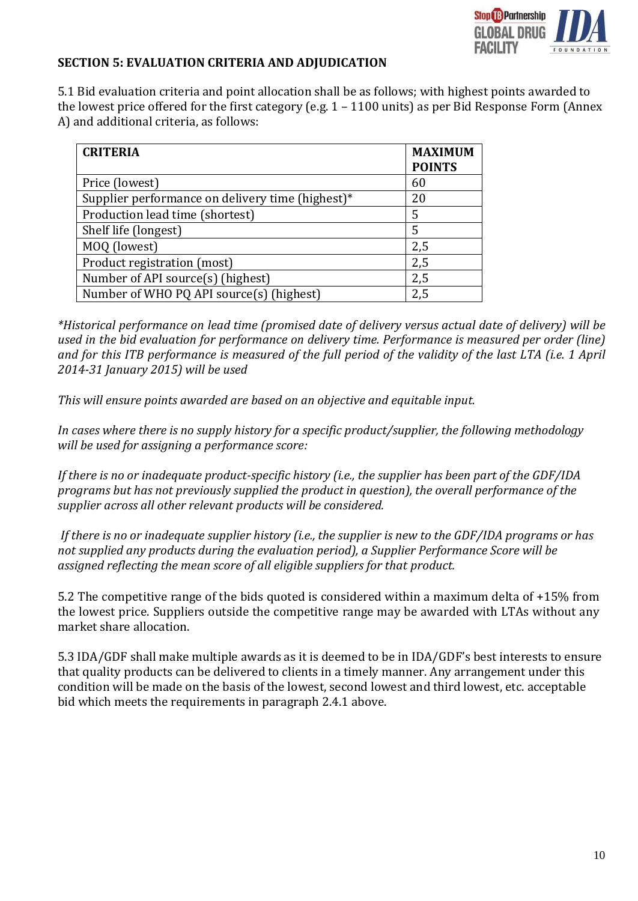## SECTION 5: EVALUATION CRITERIA AND ADJUDICATION

5.1 Bid evaluation criteria and point allocation shall be as follows; with highest points awarded to the lowest price offered for the first category (e.g. 1 – 1100 units) as per Bid Response Form (Annex A) and additional criteria, as follows:

| CRITERIA | MAXIMUM POINTS |
|---|---|
| Price (lowest) | 60 |
| Supplier performance on delivery time (highest)* | 20 |
| Production lead time (shortest) | 5 |
| Shelf life (longest) | 5 |
| MOQ (lowest) | 2,5 |
| Product registration (most) | 2,5 |
| Number of API source(s) (highest) | 2,5 |
| Number of WHO PQ API source(s) (highest) | 2,5 |

*\*Historical performance on lead time (promised date of delivery versus actual date of delivery) will be used in the bid evaluation for performance on delivery time. Performance is measured per order (line) and for this ITB performance is measured of the full period of the validity of the last LTA (i.e. 1 April 2014-31 January 2015) will be used*

*This will ensure points awarded are based on an objective and equitable input.*

*In cases where there is no supply history for a specific product/supplier, the following methodology will be used for assigning a performance score:*

*If there is no or inadequate product-specific history (i.e., the supplier has been part of the GDF/IDA programs but has not previously supplied the product in question), the overall performance of the supplier across all other relevant products will be considered.*

*If there is no or inadequate supplier history (i.e., the supplier is new to the GDF/IDA programs or has not supplied any products during the evaluation period), a Supplier Performance Score will be assigned reflecting the mean score of all eligible suppliers for that product.*

5.2 The competitive range of the bids quoted is considered within a maximum delta of +15% from the lowest price. Suppliers outside the competitive range may be awarded with LTAs without any market share allocation.

5.3 IDA/GDF shall make multiple awards as it is deemed to be in IDA/GDF's best interests to ensure that quality products can be delivered to clients in a timely manner. Any arrangement under this condition will be made on the basis of the lowest, second lowest and third lowest, etc. acceptable bid which meets the requirements in paragraph 2.4.1 above.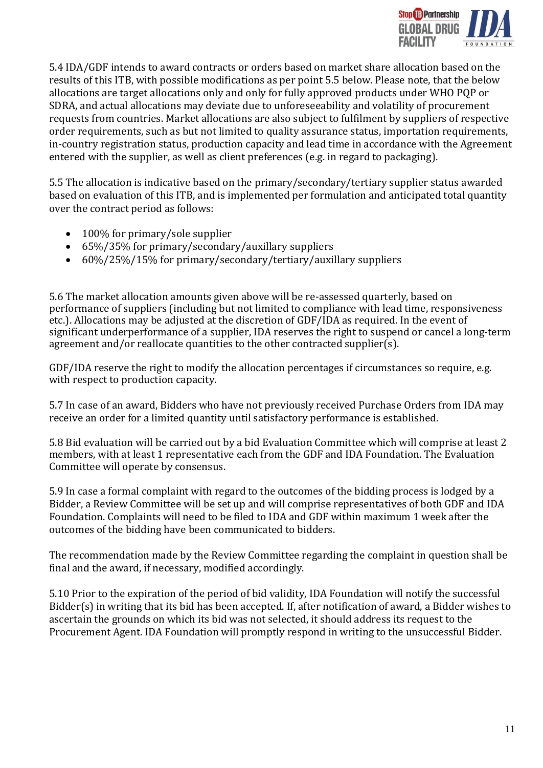5.4 IDA/GDF intends to award contracts or orders based on market share allocation based on the results of this ITB, with possible modifications as per point 5.5 below. Please note, that the below allocations are target allocations only and only for fully approved products under WHO PQP or SDRA, and actual allocations may deviate due to unforeseeability and volatility of procurement requests from countries. Market allocations are also subject to fulfilment by suppliers of respective order requirements, such as but not limited to quality assurance status, importation requirements, in-country registration status, production capacity and lead time in accordance with the Agreement entered with the supplier, as well as client preferences (e.g. in regard to packaging).

5.5 The allocation is indicative based on the primary/secondary/tertiary supplier status awarded based on evaluation of this ITB, and is implemented per formulation and anticipated total quantity over the contract period as follows:

- 100% for primary/sole supplier
- 65%/35% for primary/secondary/auxillary suppliers
- 60%/25%/15% for primary/secondary/tertiary/auxillary suppliers

5.6 The market allocation amounts given above will be re-assessed quarterly, based on performance of suppliers (including but not limited to compliance with lead time, responsiveness etc.). Allocations may be adjusted at the discretion of GDF/IDA as required. In the event of significant underperformance of a supplier, IDA reserves the right to suspend or cancel a long-term agreement and/or reallocate quantities to the other contracted supplier(s).

GDF/IDA reserve the right to modify the allocation percentages if circumstances so require, e.g. with respect to production capacity.

5.7 In case of an award, Bidders who have not previously received Purchase Orders from IDA may receive an order for a limited quantity until satisfactory performance is established.

5.8 Bid evaluation will be carried out by a bid Evaluation Committee which will comprise at least 2 members, with at least 1 representative each from the GDF and IDA Foundation. The Evaluation Committee will operate by consensus.

5.9 In case a formal complaint with regard to the outcomes of the bidding process is lodged by a Bidder, a Review Committee will be set up and will comprise representatives of both GDF and IDA Foundation. Complaints will need to be filed to IDA and GDF within maximum 1 week after the outcomes of the bidding have been communicated to bidders.

The recommendation made by the Review Committee regarding the complaint in question shall be final and the award, if necessary, modified accordingly.

5.10 Prior to the expiration of the period of bid validity, IDA Foundation will notify the successful Bidder(s) in writing that its bid has been accepted. If, after notification of award, a Bidder wishes to ascertain the grounds on which its bid was not selected, it should address its request to the Procurement Agent. IDA Foundation will promptly respond in writing to the unsuccessful Bidder.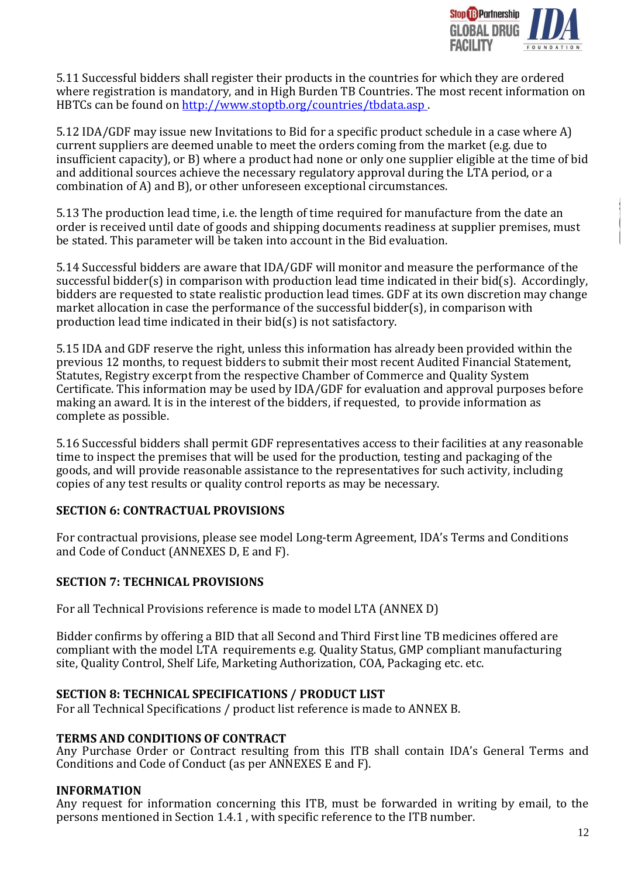5.11 Successful bidders shall register their products in the countries for which they are ordered where registration is mandatory, and in High Burden TB Countries. The most recent information on HBTCs can be found on [http://www.stoptb.org/countries/tbdata.asp](http://www.stoptb.org/countries/tbdata.asp) .

5.12 IDA/GDF may issue new Invitations to Bid for a specific product schedule in a case where A) current suppliers are deemed unable to meet the orders coming from the market (e.g. due to insufficient capacity), or B) where a product had none or only one supplier eligible at the time of bid and additional sources achieve the necessary regulatory approval during the LTA period, or a combination of A) and B), or other unforeseen exceptional circumstances.

5.13 The production lead time, i.e. the length of time required for manufacture from the date an order is received until date of goods and shipping documents readiness at supplier premises, must be stated. This parameter will be taken into account in the Bid evaluation.

5.14 Successful bidders are aware that IDA/GDF will monitor and measure the performance of the successful bidder(s) in comparison with production lead time indicated in their bid(s). Accordingly, bidders are requested to state realistic production lead times. GDF at its own discretion may change market allocation in case the performance of the successful bidder(s), in comparison with production lead time indicated in their bid(s) is not satisfactory.

5.15 IDA and GDF reserve the right, unless this information has already been provided within the previous 12 months, to request bidders to submit their most recent Audited Financial Statement, Statutes, Registry excerpt from the respective Chamber of Commerce and Quality System Certificate. This information may be used by IDA/GDF for evaluation and approval purposes before making an award. It is in the interest of the bidders, if requested, to provide information as complete as possible.

5.16 Successful bidders shall permit GDF representatives access to their facilities at any reasonable time to inspect the premises that will be used for the production, testing and packaging of the goods, and will provide reasonable assistance to the representatives for such activity, including copies of any test results or quality control reports as may be necessary.

**SECTION 6: CONTRACTUAL PROVISIONS**

For contractual provisions, please see model Long-term Agreement, IDA's Terms and Conditions and Code of Conduct (ANNEXES D, E and F).

**SECTION 7: TECHNICAL PROVISIONS**

For all Technical Provisions reference is made to model LTA (ANNEX D)

Bidder confirms by offering a BID that all Second and Third First line TB medicines offered are compliant with the model LTA requirements e.g. Quality Status, GMP compliant manufacturing site, Quality Control, Shelf Life, Marketing Authorization, COA, Packaging etc. etc.

**SECTION 8: TECHNICAL SPECIFICATIONS / PRODUCT LIST**

For all Technical Specifications / product list reference is made to ANNEX B.

**TERMS AND CONDITIONS OF CONTRACT**

Any Purchase Order or Contract resulting from this ITB shall contain IDA's General Terms and Conditions and Code of Conduct (as per ANNEXES E and F).

**INFORMATION**

Any request for information concerning this ITB, must be forwarded in writing by email, to the persons mentioned in Section 1.4.1 , with specific reference to the ITB number.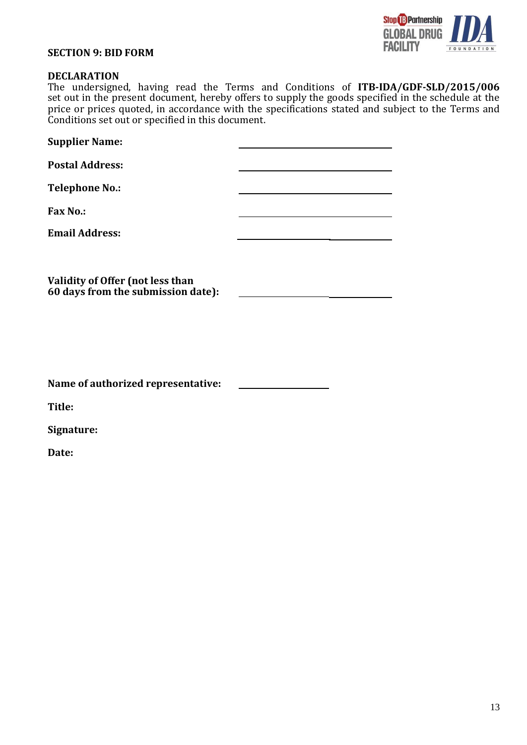## SECTION 9: BID FORM

**DECLARATION**

The undersigned, having read the Terms and Conditions of **ITB-IDA/GDF-SLD/2015/006** set out in the present document, hereby offers to supply the goods specified in the schedule at the price or prices quoted, in accordance with the specifications stated and subject to the Terms and Conditions set out or specified in this document.

**Supplier Name:** ______________________________

**Postal Address:** ______________________________

**Telephone No.:** ______________________________

**Fax No.:** ______________________________

**Email Address:** ______________________________

**Validity of Offer (not less than 60 days from the submission date):** ______________________________

**Name of authorized representative:** ____________________

**Title:**

**Signature:**

**Date:**